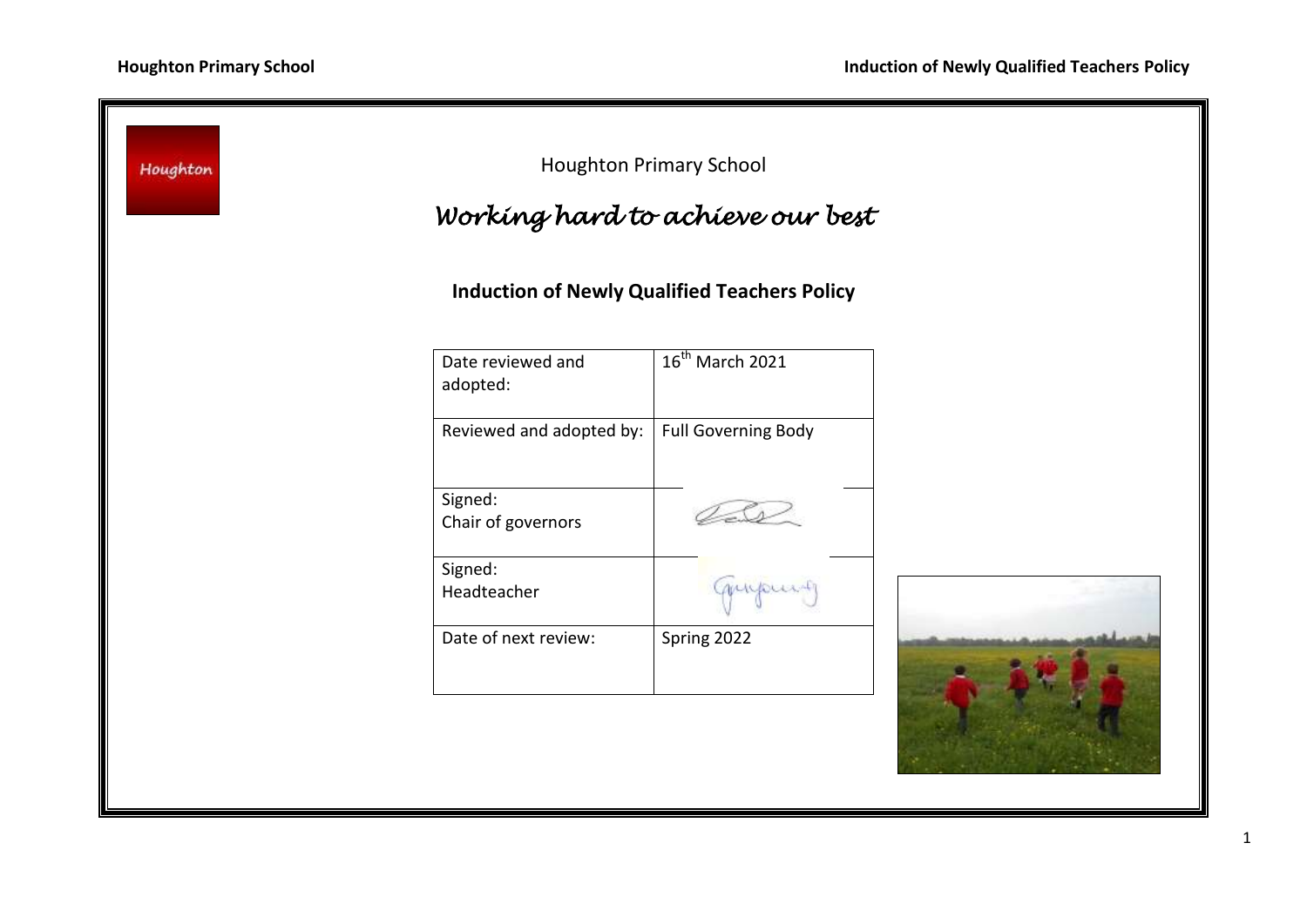Houghton Primary School

*Working hard to achieve our best*

## Induction of Newly Qualified Teachers Policy

| Date reviewed and adopted: | 16th March 2021 |
| --- | --- |
| Reviewed and adopted by: | Full Governing Body |
| Signed: Chair of governors | |
| Signed: Headteacher | |
| Date of next review: | Spring 2022 |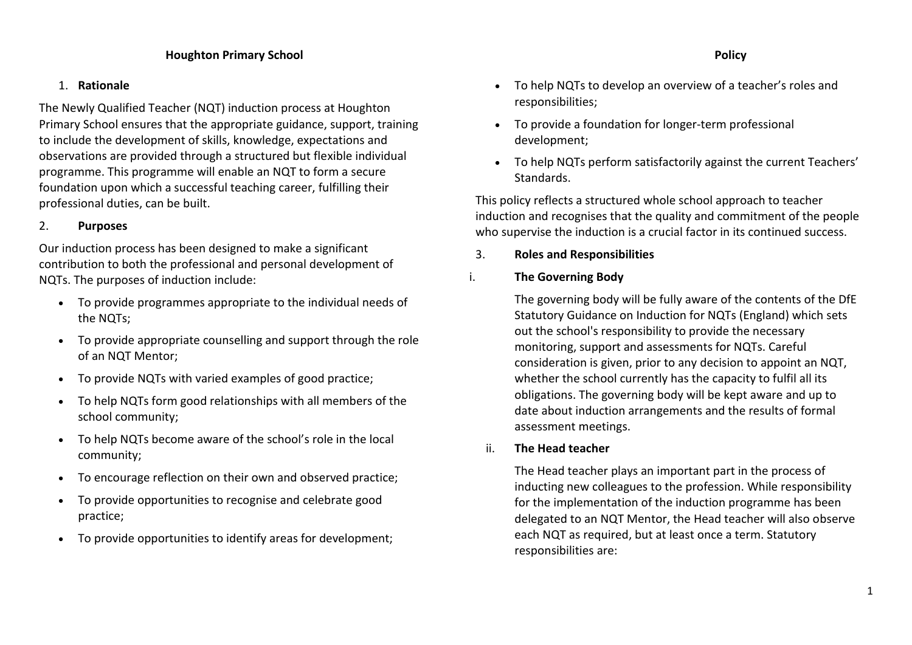**Houghton Primary School** **Policy**

## 1. Rationale

The Newly Qualified Teacher (NQT) induction process at Houghton Primary School ensures that the appropriate guidance, support, training to include the development of skills, knowledge, expectations and observations are provided through a structured but flexible individual programme. This programme will enable an NQT to form a secure foundation upon which a successful teaching career, fulfilling their professional duties, can be built.

## 2. Purposes

Our induction process has been designed to make a significant contribution to both the professional and personal development of NQTs. The purposes of induction include:

- To provide programmes appropriate to the individual needs of the NQTs;
- To provide appropriate counselling and support through the role of an NQT Mentor;
- To provide NQTs with varied examples of good practice;
- To help NQTs form good relationships with all members of the school community;
- To help NQTs become aware of the school's role in the local community;
- To encourage reflection on their own and observed practice;
- To provide opportunities to recognise and celebrate good practice;
- To provide opportunities to identify areas for development;
- To help NQTs to develop an overview of a teacher's roles and responsibilities;
- To provide a foundation for longer-term professional development;
- To help NQTs perform satisfactorily against the current Teachers' Standards.

This policy reflects a structured whole school approach to teacher induction and recognises that the quality and commitment of the people who supervise the induction is a crucial factor in its continued success.

## 3. Roles and Responsibilities

### i. The Governing Body

The governing body will be fully aware of the contents of the DfE Statutory Guidance on Induction for NQTs (England) which sets out the school's responsibility to provide the necessary monitoring, support and assessments for NQTs. Careful consideration is given, prior to any decision to appoint an NQT, whether the school currently has the capacity to fulfil all its obligations. The governing body will be kept aware and up to date about induction arrangements and the results of formal assessment meetings.

### ii. The Head teacher

The Head teacher plays an important part in the process of inducting new colleagues to the profession. While responsibility for the implementation of the induction programme has been delegated to an NQT Mentor, the Head teacher will also observe each NQT as required, but at least once a term. Statutory responsibilities are: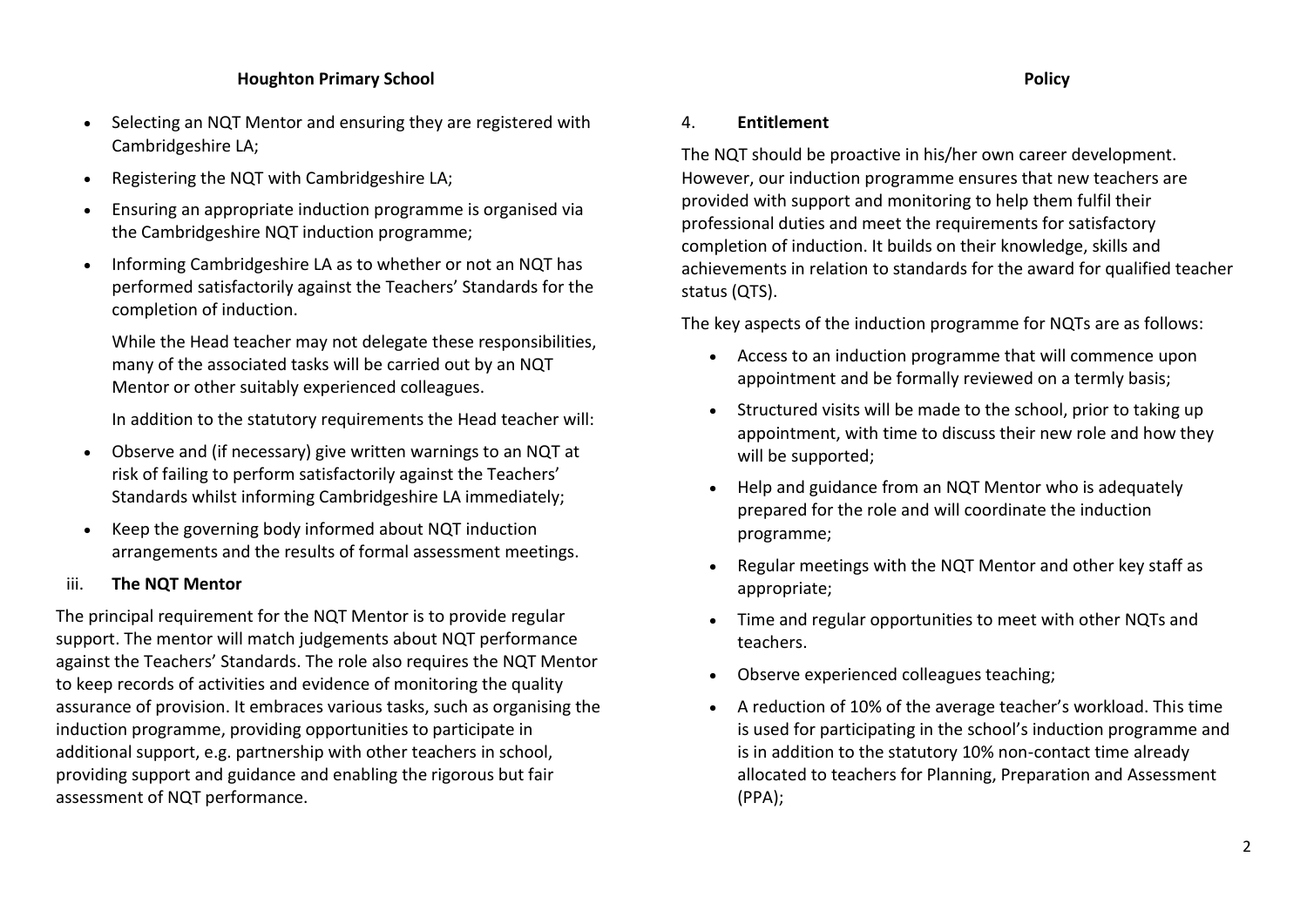- Selecting an NQT Mentor and ensuring they are registered with Cambridgeshire LA;
- Registering the NQT with Cambridgeshire LA;
- Ensuring an appropriate induction programme is organised via the Cambridgeshire NQT induction programme;
- Informing Cambridgeshire LA as to whether or not an NQT has performed satisfactorily against the Teachers' Standards for the completion of induction.

  While the Head teacher may not delegate these responsibilities, many of the associated tasks will be carried out by an NQT Mentor or other suitably experienced colleagues.

  In addition to the statutory requirements the Head teacher will:

- Observe and (if necessary) give written warnings to an NQT at risk of failing to perform satisfactorily against the Teachers' Standards whilst informing Cambridgeshire LA immediately;
- Keep the governing body informed about NQT induction arrangements and the results of formal assessment meetings.

### iii. **The NQT Mentor**

The principal requirement for the NQT Mentor is to provide regular support. The mentor will match judgements about NQT performance against the Teachers' Standards. The role also requires the NQT Mentor to keep records of activities and evidence of monitoring the quality assurance of provision. It embraces various tasks, such as organising the induction programme, providing opportunities to participate in additional support, e.g. partnership with other teachers in school, providing support and guidance and enabling the rigorous but fair assessment of NQT performance.

## 4. **Entitlement**

The NQT should be proactive in his/her own career development. However, our induction programme ensures that new teachers are provided with support and monitoring to help them fulfil their professional duties and meet the requirements for satisfactory completion of induction. It builds on their knowledge, skills and achievements in relation to standards for the award for qualified teacher status (QTS).

The key aspects of the induction programme for NQTs are as follows:

- Access to an induction programme that will commence upon appointment and be formally reviewed on a termly basis;
- Structured visits will be made to the school, prior to taking up appointment, with time to discuss their new role and how they will be supported;
- Help and guidance from an NQT Mentor who is adequately prepared for the role and will coordinate the induction programme;
- Regular meetings with the NQT Mentor and other key staff as appropriate;
- Time and regular opportunities to meet with other NQTs and teachers.
- Observe experienced colleagues teaching;
- A reduction of 10% of the average teacher's workload. This time is used for participating in the school's induction programme and is in addition to the statutory 10% non-contact time already allocated to teachers for Planning, Preparation and Assessment (PPA);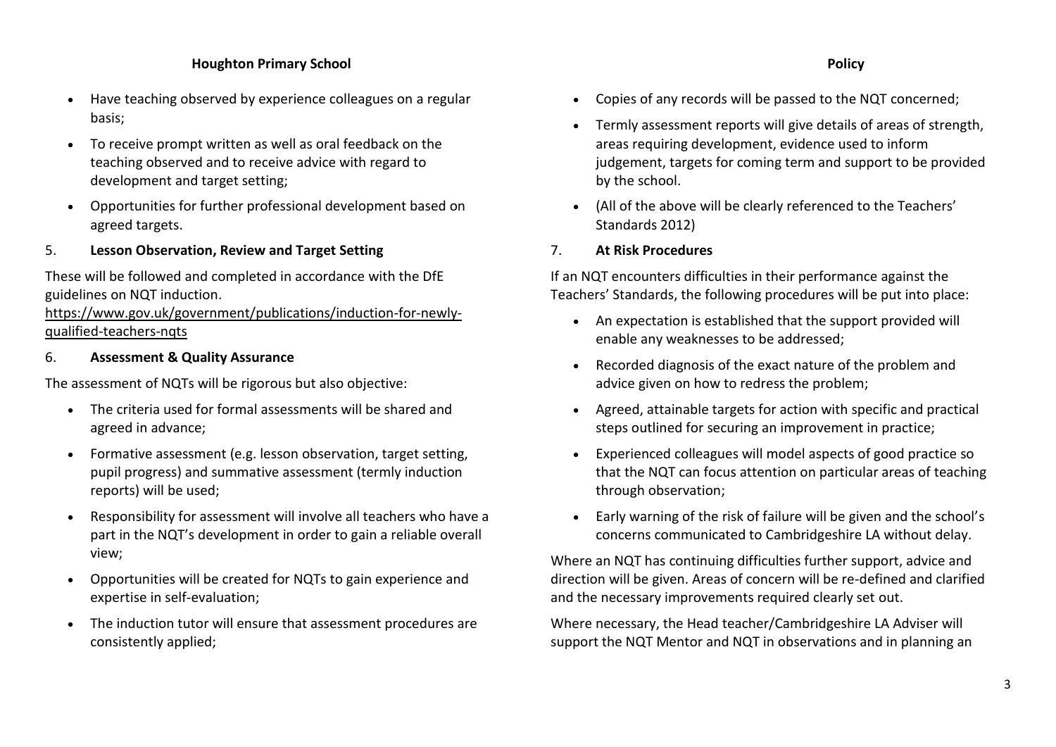- Have teaching observed by experience colleagues on a regular basis;
- To receive prompt written as well as oral feedback on the teaching observed and to receive advice with regard to development and target setting;
- Opportunities for further professional development based on agreed targets.

5. **Lesson Observation, Review and Target Setting**

These will be followed and completed in accordance with the DfE guidelines on NQT induction.
[https://www.gov.uk/government/publications/induction-for-newly-qualified-teachers-nqts](https://www.gov.uk/government/publications/induction-for-newly-qualified-teachers-nqts)

6. **Assessment & Quality Assurance**

The assessment of NQTs will be rigorous but also objective:

- The criteria used for formal assessments will be shared and agreed in advance;
- Formative assessment (e.g. lesson observation, target setting, pupil progress) and summative assessment (termly induction reports) will be used;
- Responsibility for assessment will involve all teachers who have a part in the NQT's development in order to gain a reliable overall view;
- Opportunities will be created for NQTs to gain experience and expertise in self-evaluation;
- The induction tutor will ensure that assessment procedures are consistently applied;
- Copies of any records will be passed to the NQT concerned;
- Termly assessment reports will give details of areas of strength, areas requiring development, evidence used to inform judgement, targets for coming term and support to be provided by the school.
- (All of the above will be clearly referenced to the Teachers' Standards 2012)

7. **At Risk Procedures**

If an NQT encounters difficulties in their performance against the Teachers' Standards, the following procedures will be put into place:

- An expectation is established that the support provided will enable any weaknesses to be addressed;
- Recorded diagnosis of the exact nature of the problem and advice given on how to redress the problem;
- Agreed, attainable targets for action with specific and practical steps outlined for securing an improvement in practice;
- Experienced colleagues will model aspects of good practice so that the NQT can focus attention on particular areas of teaching through observation;
- Early warning of the risk of failure will be given and the school's concerns communicated to Cambridgeshire LA without delay.

Where an NQT has continuing difficulties further support, advice and direction will be given. Areas of concern will be re-defined and clarified and the necessary improvements required clearly set out.

Where necessary, the Head teacher/Cambridgeshire LA Adviser will support the NQT Mentor and NQT in observations and in planning an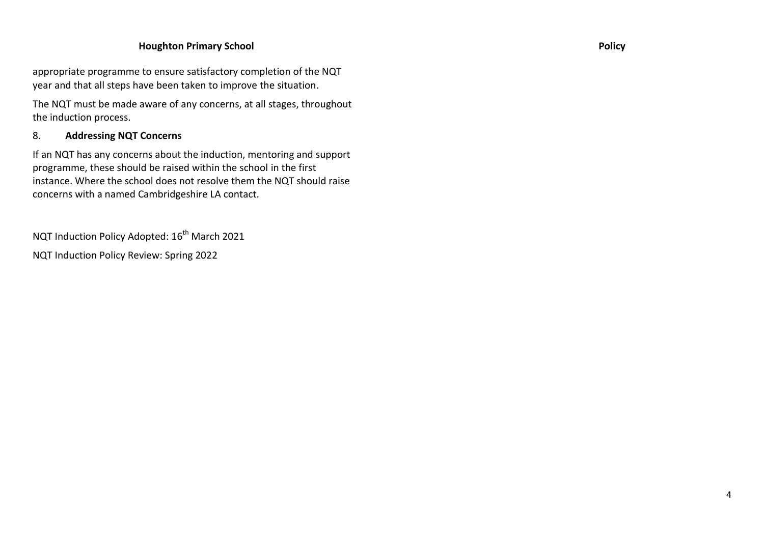appropriate programme to ensure satisfactory completion of the NQT year and that all steps have been taken to improve the situation.

The NQT must be made aware of any concerns, at all stages, throughout the induction process.

## 8. Addressing NQT Concerns

If an NQT has any concerns about the induction, mentoring and support programme, these should be raised within the school in the first instance. Where the school does not resolve them the NQT should raise concerns with a named Cambridgeshire LA contact.

NQT Induction Policy Adopted: 16th March 2021

NQT Induction Policy Review: Spring 2022